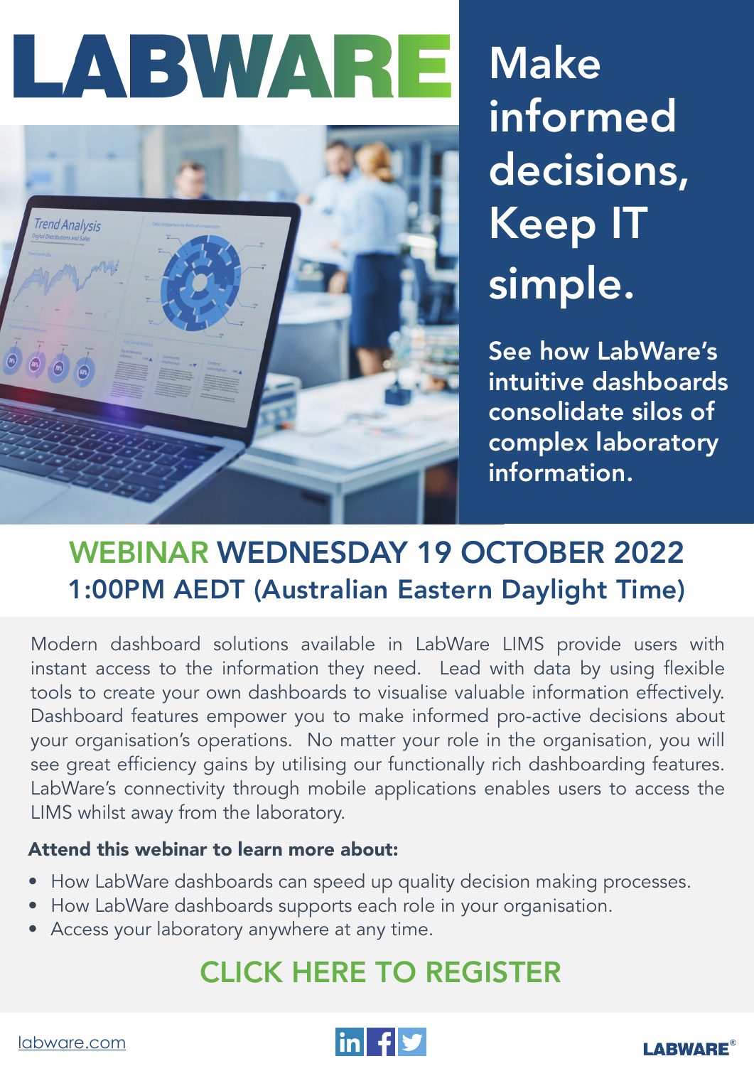# LABWARE

## Make informed decisions, Keep IT simple.

**See how LabWare's intuitive dashboards consolidate silos of complex laboratory information.**

## WEBINAR WEDNESDAY 19 OCTOBER 2022
## 1:00PM AEDT (Australian Eastern Daylight Time)

Modern dashboard solutions available in LabWare LIMS provide users with instant access to the information they need. Lead with data by using flexible tools to create your own dashboards to visualise valuable information effectively. Dashboard features empower you to make informed pro-active decisions about your organisation's operations. No matter your role in the organisation, you will see great efficiency gains by utilising our functionally rich dashboarding features. LabWare's connectivity through mobile applications enables users to access the LIMS whilst away from the laboratory.

**Attend this webinar to learn more about:**

- How LabWare dashboards can speed up quality decision making processes.
- How LabWare dashboards supports each role in your organisation.
- Access your laboratory anywhere at any time.

## CLICK HERE TO REGISTER

labware.com

LABWARE®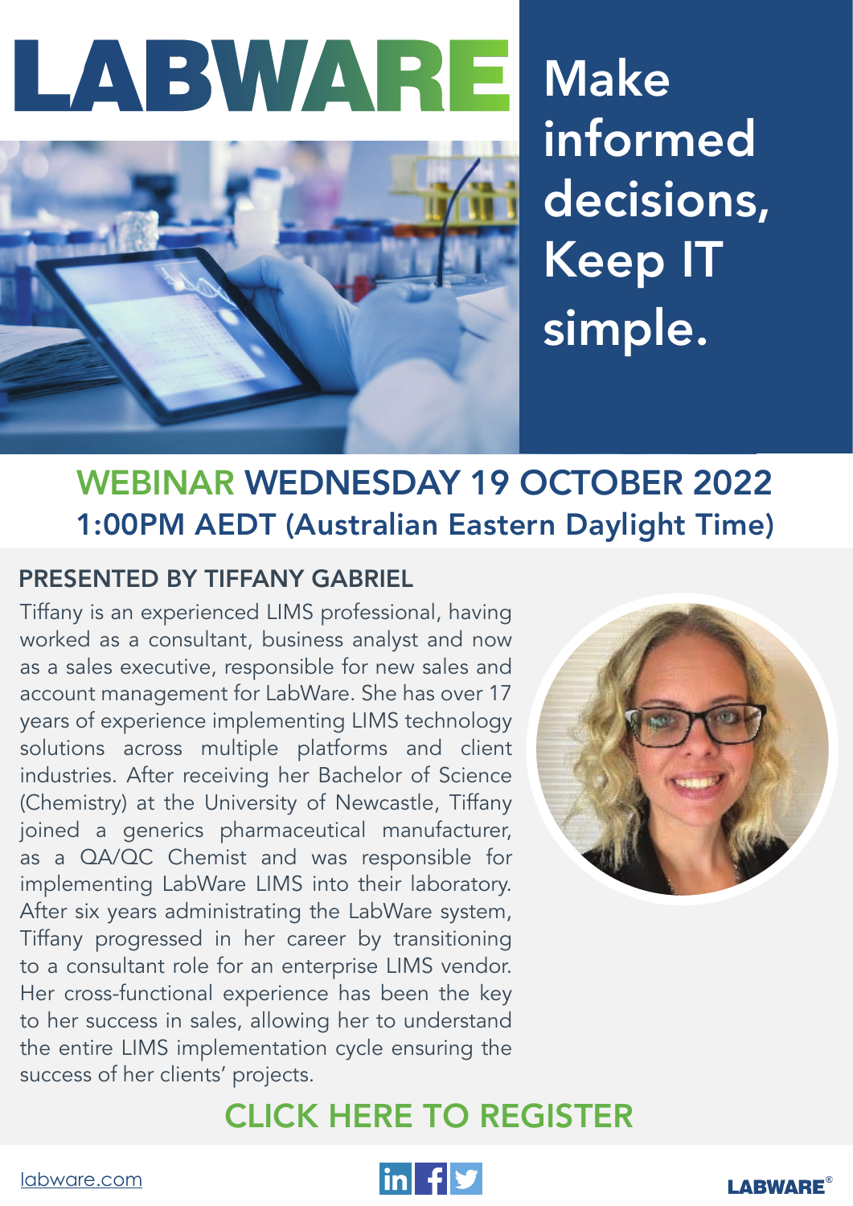# LABWARE

## Make informed decisions, Keep IT simple.

## WEBINAR WEDNESDAY 19 OCTOBER 2022
### 1:00PM AEDT (Australian Eastern Daylight Time)

### PRESENTED BY TIFFANY GABRIEL

Tiffany is an experienced LIMS professional, having worked as a consultant, business analyst and now as a sales executive, responsible for new sales and account management for LabWare. She has over 17 years of experience implementing LIMS technology solutions across multiple platforms and client industries. After receiving her Bachelor of Science (Chemistry) at the University of Newcastle, Tiffany joined a generics pharmaceutical manufacturer, as a QA/QC Chemist and was responsible for implementing LabWare LIMS into their laboratory. After six years administrating the LabWare system, Tiffany progressed in her career by transitioning to a consultant role for an enterprise LIMS vendor. Her cross-functional experience has been the key to her success in sales, allowing her to understand the entire LIMS implementation cycle ensuring the success of her clients' projects.

**CLICK HERE TO REGISTER**

labware.com

LABWARE®